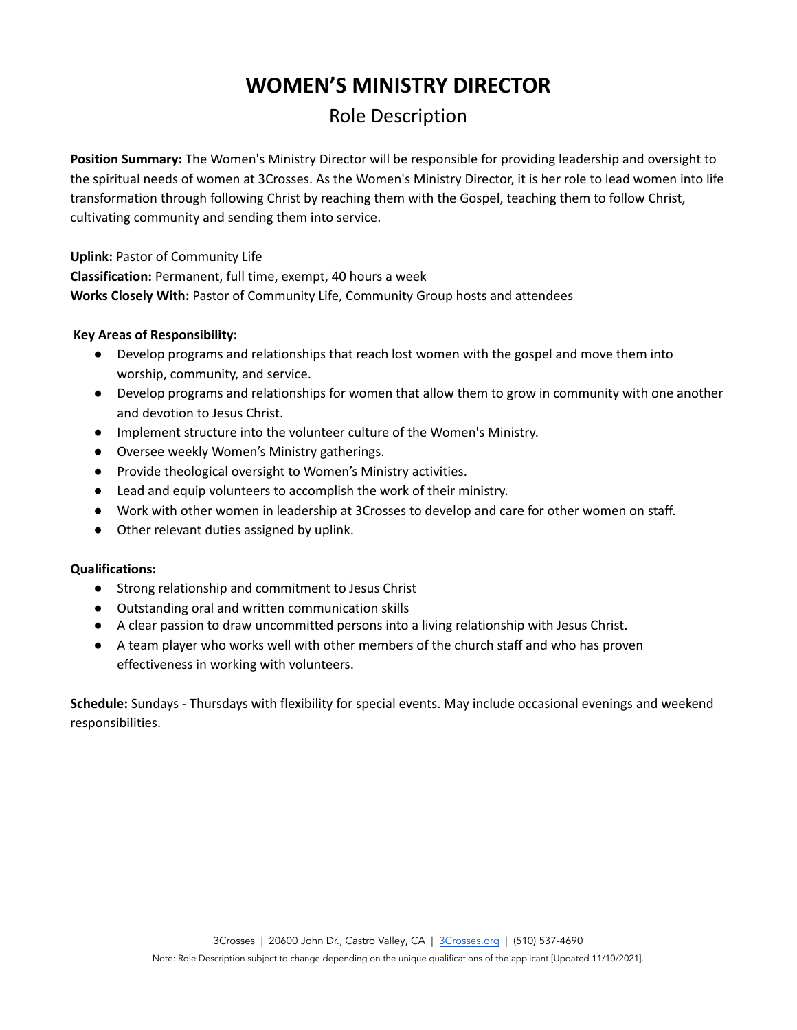# WOMEN'S MINISTRY DIRECTOR

## Role Description

**Position Summary:** The Women's Ministry Director will be responsible for providing leadership and oversight to the spiritual needs of women at 3Crosses. As the Women's Ministry Director, it is her role to lead women into life transformation through following Christ by reaching them with the Gospel, teaching them to follow Christ, cultivating community and sending them into service.

**Uplink:** Pastor of Community Life
**Classification:** Permanent, full time, exempt, 40 hours a week
**Works Closely With:** Pastor of Community Life, Community Group hosts and attendees

**Key Areas of Responsibility:**

- Develop programs and relationships that reach lost women with the gospel and move them into worship, community, and service.
- Develop programs and relationships for women that allow them to grow in community with one another and devotion to Jesus Christ.
- Implement structure into the volunteer culture of the Women's Ministry.
- Oversee weekly Women's Ministry gatherings.
- Provide theological oversight to Women's Ministry activities.
- Lead and equip volunteers to accomplish the work of their ministry.
- Work with other women in leadership at 3Crosses to develop and care for other women on staff.
- Other relevant duties assigned by uplink.

**Qualifications:**

- Strong relationship and commitment to Jesus Christ
- Outstanding oral and written communication skills
- A clear passion to draw uncommitted persons into a living relationship with Jesus Christ.
- A team player who works well with other members of the church staff and who has proven effectiveness in working with volunteers.

**Schedule:** Sundays - Thursdays with flexibility for special events. May include occasional evenings and weekend responsibilities.

3Crosses | 20600 John Dr., Castro Valley, CA | 3Crosses.org | (510) 537-4690

Note: Role Description subject to change depending on the unique qualifications of the applicant [Updated 11/10/2021].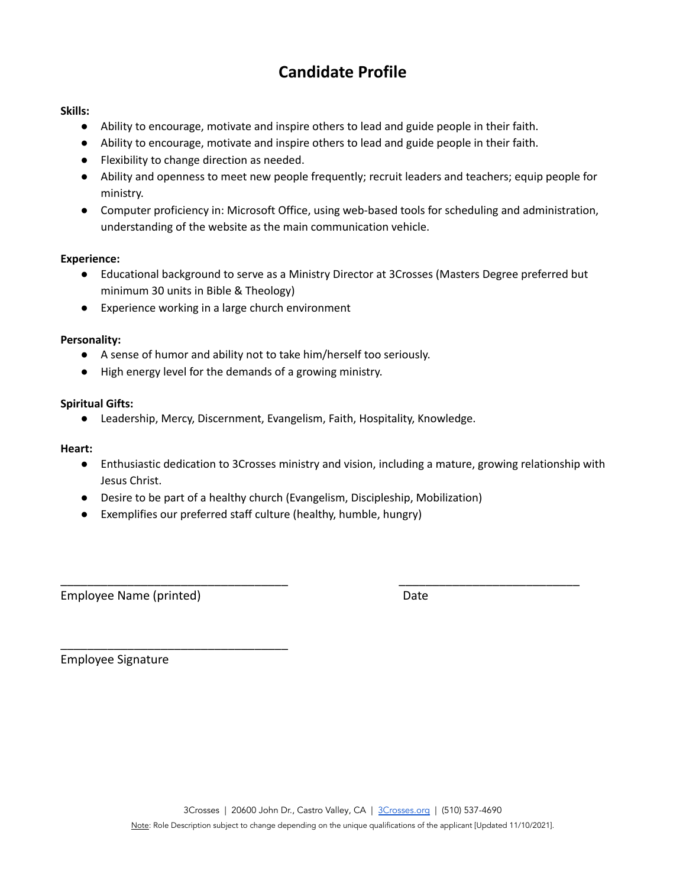# Candidate Profile

**Skills:**

- Ability to encourage, motivate and inspire others to lead and guide people in their faith.
- Ability to encourage, motivate and inspire others to lead and guide people in their faith.
- Flexibility to change direction as needed.
- Ability and openness to meet new people frequently; recruit leaders and teachers; equip people for ministry.
- Computer proficiency in: Microsoft Office, using web-based tools for scheduling and administration, understanding of the website as the main communication vehicle.

**Experience:**

- Educational background to serve as a Ministry Director at 3Crosses (Masters Degree preferred but minimum 30 units in Bible & Theology)
- Experience working in a large church environment

**Personality:**

- A sense of humor and ability not to take him/herself too seriously.
- High energy level for the demands of a growing ministry.

**Spiritual Gifts:**

- Leadership, Mercy, Discernment, Evangelism, Faith, Hospitality, Knowledge.

**Heart:**

- Enthusiastic dedication to 3Crosses ministry and vision, including a mature, growing relationship with Jesus Christ.
- Desire to be part of a healthy church (Evangelism, Discipleship, Mobilization)
- Exemplifies our preferred staff culture (healthy, humble, hungry)

___________________________________ ___________________________

Employee Name (printed) Date

___________________________________

Employee Signature

3Crosses | 20600 John Dr., Castro Valley, CA | 3Crosses.org | (510) 537-4690

Note: Role Description subject to change depending on the unique qualifications of the applicant [Updated 11/10/2021].